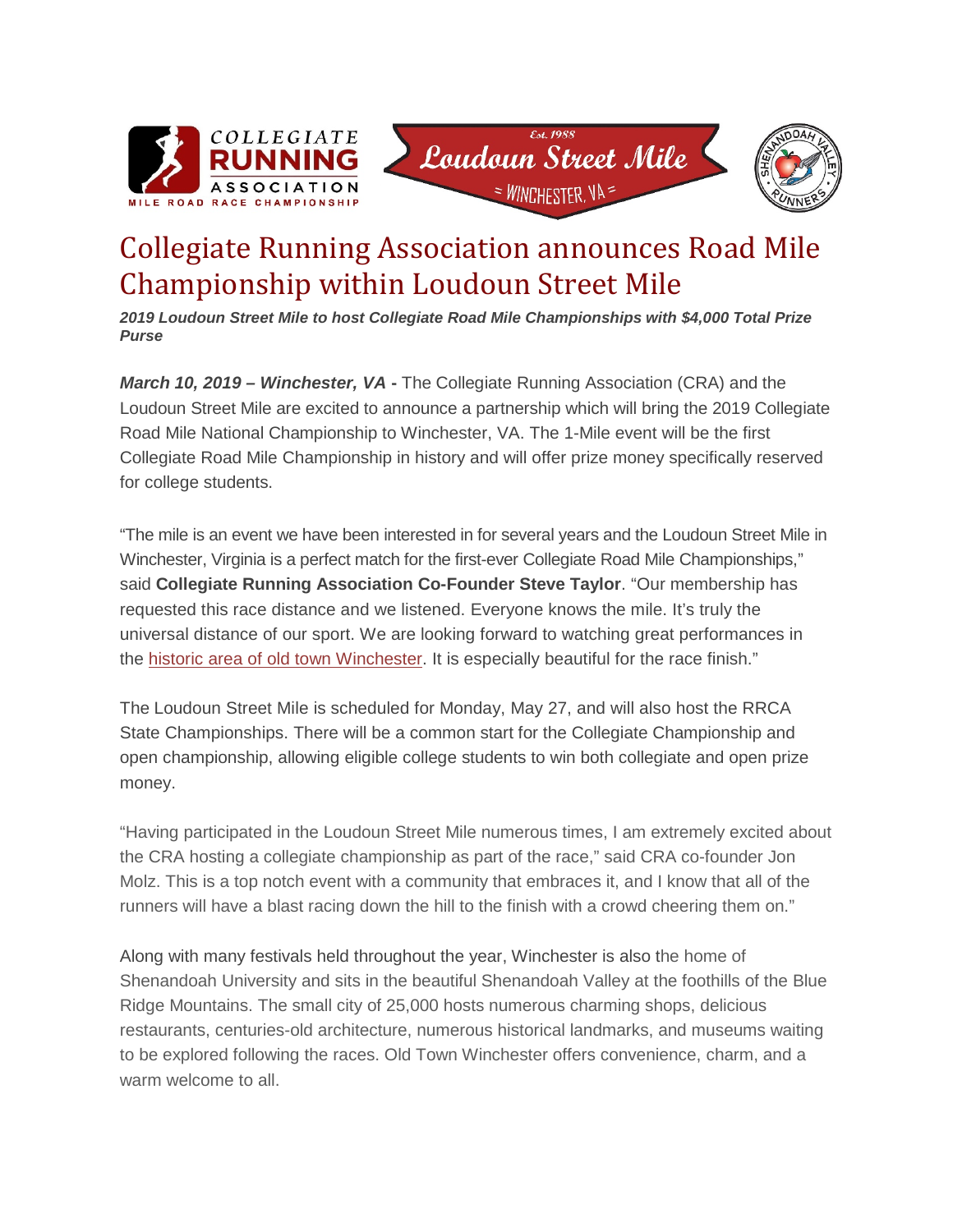# Collegiate Running Association announces Road Mile Championship within Loudoun Street Mile

***2019 Loudoun Street Mile to host Collegiate Road Mile Championships with $4,000 Total Prize Purse***

***March 10, 2019 – Winchester, VA*** **-** The Collegiate Running Association (CRA) and the Loudoun Street Mile are excited to announce a partnership which will bring the 2019 Collegiate Road Mile National Championship to Winchester, VA. The 1-Mile event will be the first Collegiate Road Mile Championship in history and will offer prize money specifically reserved for college students.

"The mile is an event we have been interested in for several years and the Loudoun Street Mile in Winchester, Virginia is a perfect match for the first-ever Collegiate Road Mile Championships," said **Collegiate Running Association Co-Founder Steve Taylor**. "Our membership has requested this race distance and we listened. Everyone knows the mile. It's truly the universal distance of our sport. We are looking forward to watching great performances in the historic area of old town Winchester. It is especially beautiful for the race finish."

The Loudoun Street Mile is scheduled for Monday, May 27, and will also host the RRCA State Championships. There will be a common start for the Collegiate Championship and open championship, allowing eligible college students to win both collegiate and open prize money.

"Having participated in the Loudoun Street Mile numerous times, I am extremely excited about the CRA hosting a collegiate championship as part of the race," said CRA co-founder Jon Molz. This is a top notch event with a community that embraces it, and I know that all of the runners will have a blast racing down the hill to the finish with a crowd cheering them on."

Along with many festivals held throughout the year, Winchester is also the home of Shenandoah University and sits in the beautiful Shenandoah Valley at the foothills of the Blue Ridge Mountains. The small city of 25,000 hosts numerous charming shops, delicious restaurants, centuries-old architecture, numerous historical landmarks, and museums waiting to be explored following the races. Old Town Winchester offers convenience, charm, and a warm welcome to all.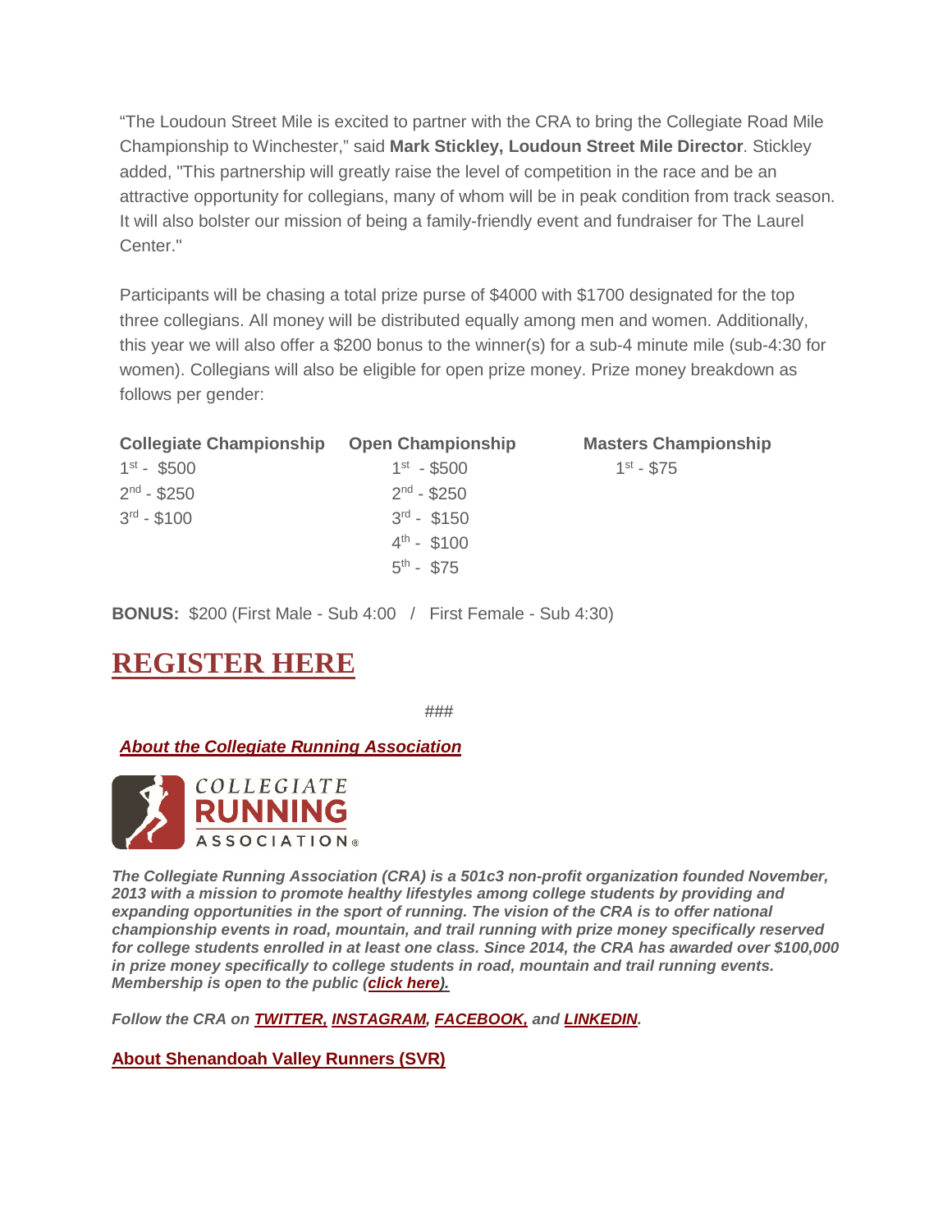"The Loudoun Street Mile is excited to partner with the CRA to bring the Collegiate Road Mile Championship to Winchester," said **Mark Stickley, Loudoun Street Mile Director**. Stickley added, "This partnership will greatly raise the level of competition in the race and be an attractive opportunity for collegians, many of whom will be in peak condition from track season. It will also bolster our mission of being a family-friendly event and fundraiser for The Laurel Center."

Participants will be chasing a total prize purse of $4000 with $1700 designated for the top three collegians. All money will be distributed equally among men and women. Additionally, this year we will also offer a $200 bonus to the winner(s) for a sub-4 minute mile (sub-4:30 for women). Collegians will also be eligible for open prize money. Prize money breakdown as follows per gender:

| **Collegiate Championship** | **Open Championship** | **Masters Championship** |
|---|---|---|
| 1st - $500 | 1st - $500 | 1st - $75 |
| 2nd - $250 | 2nd - $250 | |
| 3rd - $100 | 3rd - $150 | |
| | 4th - $100 | |
| | 5th - $75 | |

**BONUS:** $200 (First Male - Sub 4:00 / First Female - Sub 4:30)

# REGISTER HERE

###

***About the Collegiate Running Association***

COLLEGIATE RUNNING ASSOCIATION®

***The Collegiate Running Association (CRA) is a 501c3 non-profit organization founded November, 2013 with a mission to promote healthy lifestyles among college students by providing and expanding opportunities in the sport of running. The vision of the CRA is to offer national championship events in road, mountain, and trail running with prize money specifically reserved for college students enrolled in at least one class. Since 2014, the CRA has awarded over $100,000 in prize money specifically to college students in road, mountain and trail running events. Membership is open to the public (click here).***

***Follow the CRA on TWITTER, INSTAGRAM, FACEBOOK, and LINKEDIN.***

**About Shenandoah Valley Runners (SVR)**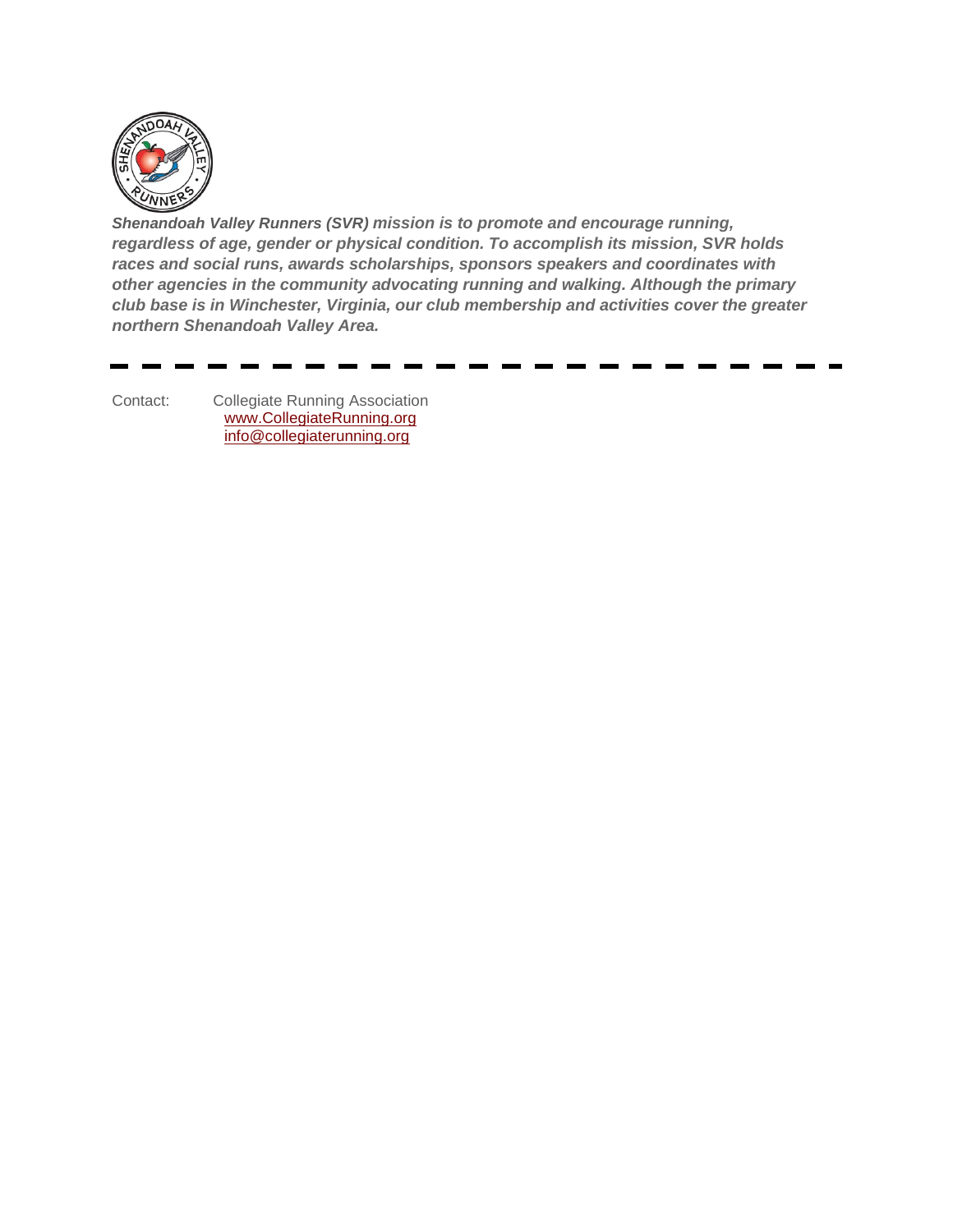***Shenandoah Valley Runners (SVR) mission is to promote and encourage running, regardless of age, gender or physical condition. To accomplish its mission, SVR holds races and social runs, awards scholarships, sponsors speakers and coordinates with other agencies in the community advocating running and walking. Although the primary club base is in Winchester, Virginia, our club membership and activities cover the greater northern Shenandoah Valley Area.***

---

Contact: Collegiate Running Association
www.CollegiateRunning.org
info@collegiaterunning.org